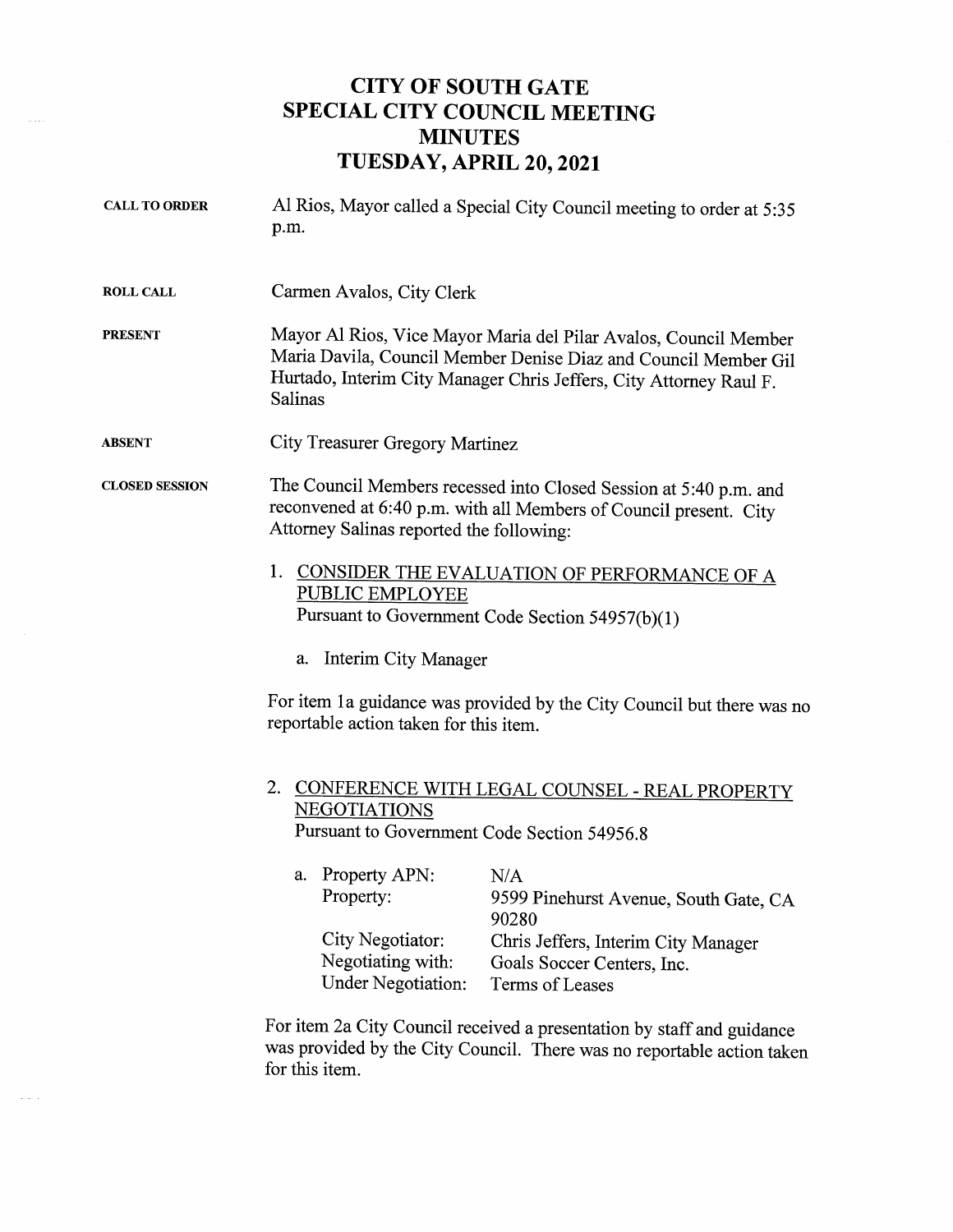# CITY OF SOUTH GATE
# SPECIAL CITY COUNCIL MEETING
# MINUTES
# TUESDAY, APRIL 20, 2021

**CALL TO ORDER**

Al Rios, Mayor called a Special City Council meeting to order at 5:35 p.m.

**ROLL CALL**

Carmen Avalos, City Clerk

**PRESENT**

Mayor Al Rios, Vice Mayor Maria del Pilar Avalos, Council Member Maria Davila, Council Member Denise Diaz and Council Member Gil Hurtado, Interim City Manager Chris Jeffers, City Attorney Raul F. Salinas

**ABSENT**

City Treasurer Gregory Martinez

**CLOSED SESSION**

The Council Members recessed into Closed Session at 5:40 p.m. and reconvened at 6:40 p.m. with all Members of Council present. City Attorney Salinas reported the following:

1. CONSIDER THE EVALUATION OF PERFORMANCE OF A PUBLIC EMPLOYEE
   Pursuant to Government Code Section 54957(b)(1)

   a. Interim City Manager

For item 1a guidance was provided by the City Council but there was no reportable action taken for this item.

2. CONFERENCE WITH LEGAL COUNSEL - REAL PROPERTY NEGOTIATIONS
   Pursuant to Government Code Section 54956.8

   a. Property APN: N/A
      Property: 9599 Pinehurst Avenue, South Gate, CA 90280
      City Negotiator: Chris Jeffers, Interim City Manager
      Negotiating with: Goals Soccer Centers, Inc.
      Under Negotiation: Terms of Leases

For item 2a City Council received a presentation by staff and guidance was provided by the City Council. There was no reportable action taken for this item.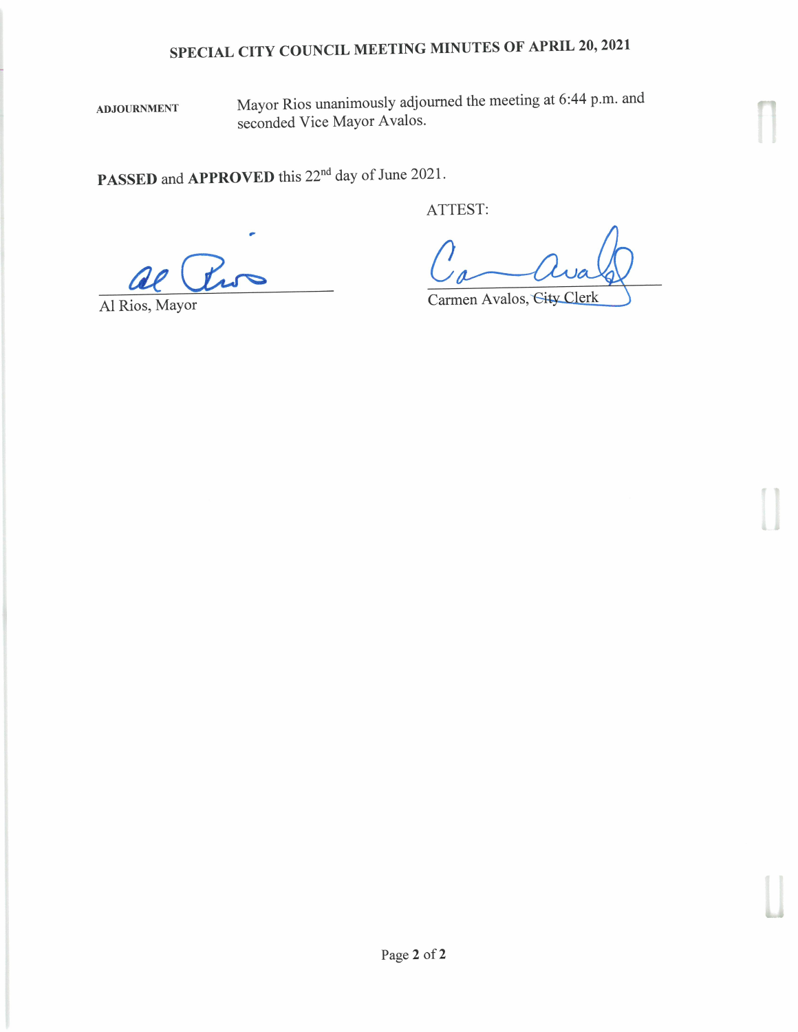## SPECIAL CITY COUNCIL MEETING MINUTES OF APRIL 20, 2021

**ADJOURNMENT** Mayor Rios unanimously adjourned the meeting at 6:44 p.m. and seconded Vice Mayor Avalos.

**PASSED** and **APPROVED** this 22nd day of June 2021.

ATTEST:

Al Rios, Mayor

Carmen Avalos, City Clerk